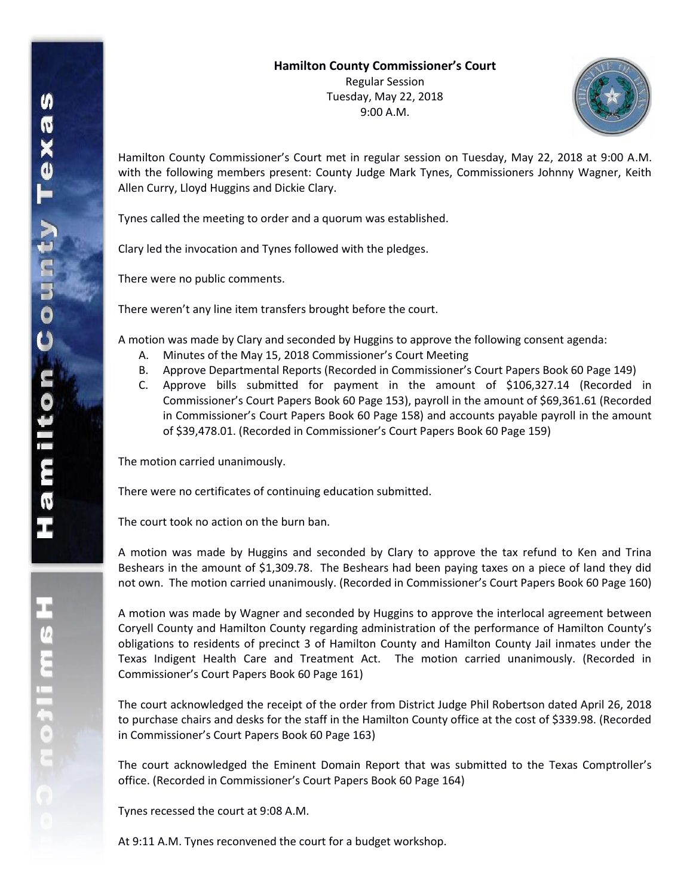**Hamilton County Commissioner's Court**
Regular Session
Tuesday, May 22, 2018
9:00 A.M.

Hamilton County Commissioner's Court met in regular session on Tuesday, May 22, 2018 at 9:00 A.M. with the following members present: County Judge Mark Tynes, Commissioners Johnny Wagner, Keith Allen Curry, Lloyd Huggins and Dickie Clary.

Tynes called the meeting to order and a quorum was established.

Clary led the invocation and Tynes followed with the pledges.

There were no public comments.

There weren't any line item transfers brought before the court.

A motion was made by Clary and seconded by Huggins to approve the following consent agenda:

A. Minutes of the May 15, 2018 Commissioner's Court Meeting
B. Approve Departmental Reports (Recorded in Commissioner's Court Papers Book 60 Page 149)
C. Approve bills submitted for payment in the amount of $106,327.14 (Recorded in Commissioner's Court Papers Book 60 Page 153), payroll in the amount of $69,361.61 (Recorded in Commissioner's Court Papers Book 60 Page 158) and accounts payable payroll in the amount of $39,478.01. (Recorded in Commissioner's Court Papers Book 60 Page 159)

The motion carried unanimously.

There were no certificates of continuing education submitted.

The court took no action on the burn ban.

A motion was made by Huggins and seconded by Clary to approve the tax refund to Ken and Trina Beshears in the amount of $1,309.78. The Beshears had been paying taxes on a piece of land they did not own. The motion carried unanimously. (Recorded in Commissioner's Court Papers Book 60 Page 160)

A motion was made by Wagner and seconded by Huggins to approve the interlocal agreement between Coryell County and Hamilton County regarding administration of the performance of Hamilton County's obligations to residents of precinct 3 of Hamilton County and Hamilton County Jail inmates under the Texas Indigent Health Care and Treatment Act. The motion carried unanimously. (Recorded in Commissioner's Court Papers Book 60 Page 161)

The court acknowledged the receipt of the order from District Judge Phil Robertson dated April 26, 2018 to purchase chairs and desks for the staff in the Hamilton County office at the cost of $339.98. (Recorded in Commissioner's Court Papers Book 60 Page 163)

The court acknowledged the Eminent Domain Report that was submitted to the Texas Comptroller's office. (Recorded in Commissioner's Court Papers Book 60 Page 164)

Tynes recessed the court at 9:08 A.M.

At 9:11 A.M. Tynes reconvened the court for a budget workshop.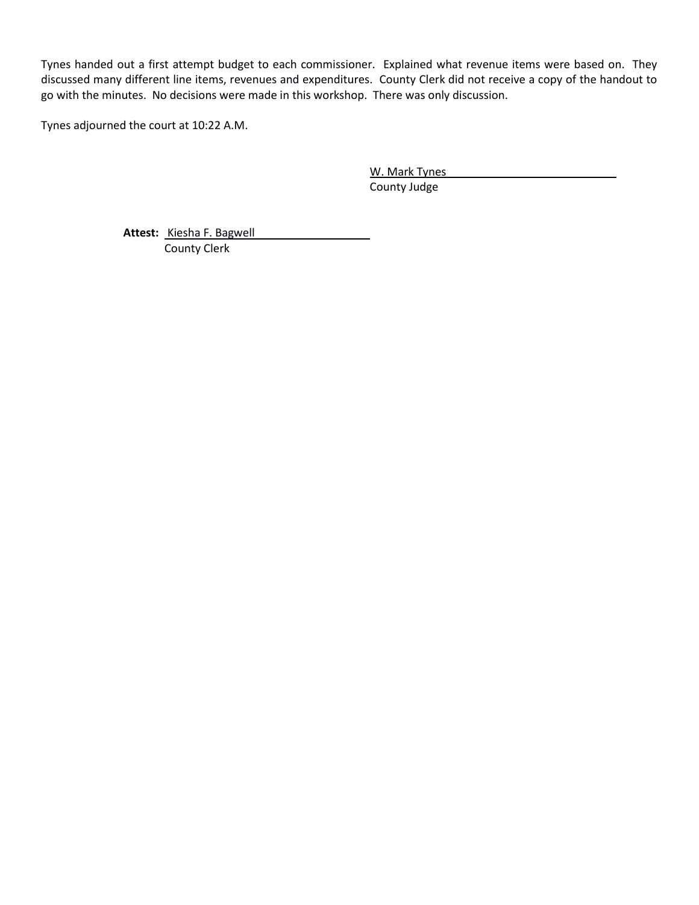Tynes handed out a first attempt budget to each commissioner. Explained what revenue items were based on. They discussed many different line items, revenues and expenditures. County Clerk did not receive a copy of the handout to go with the minutes. No decisions were made in this workshop. There was only discussion.

Tynes adjourned the court at 10:22 A.M.

W. Mark Tynes
County Judge

**Attest:** Kiesha F. Bagwell
County Clerk